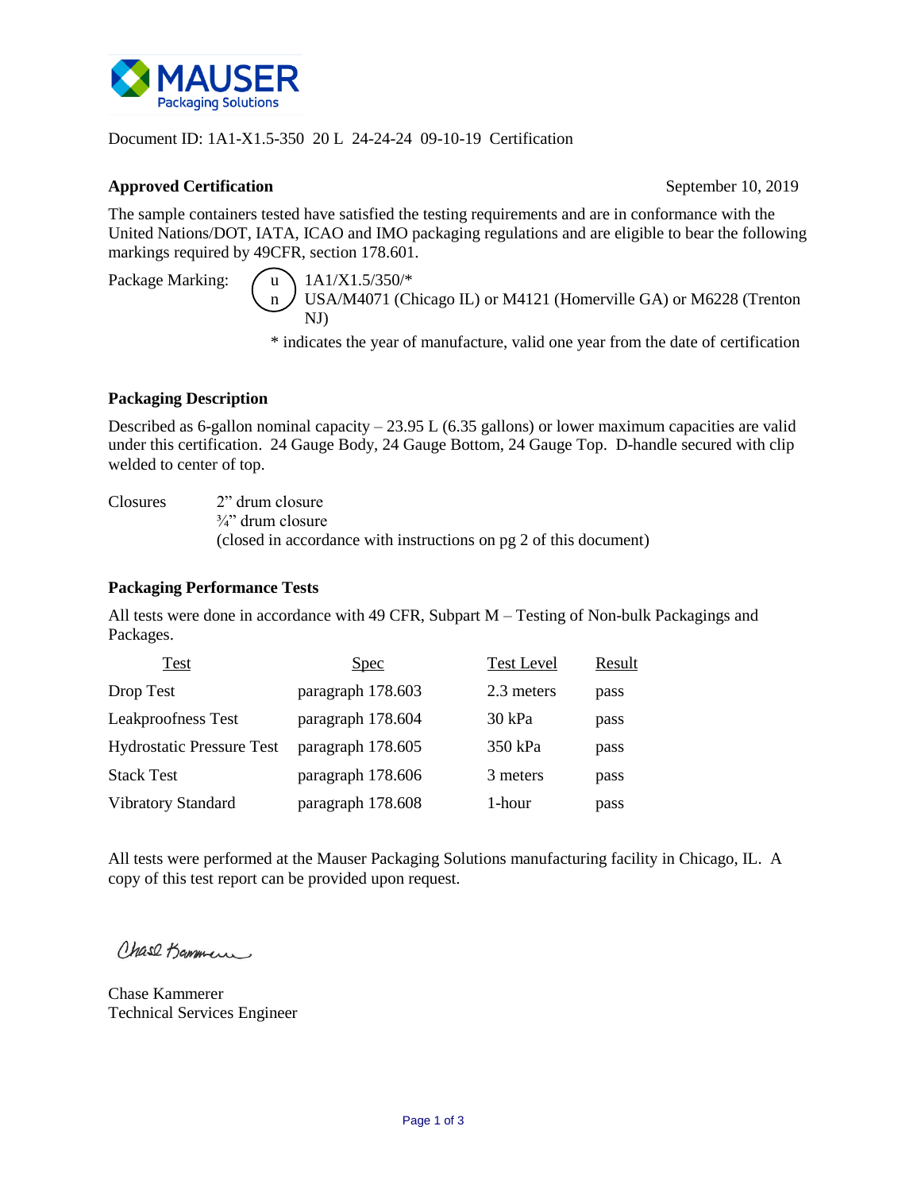MAUSER Packaging Solutions

Document ID: 1A1-X1.5-350 20 L 24-24-24 09-10-19 Certification

**Approved Certification** September 10, 2019

The sample containers tested have satisfied the testing requirements and are in conformance with the United Nations/DOT, IATA, ICAO and IMO packaging regulations and are eligible to bear the following markings required by 49CFR, section 178.601.

Package Marking: (u/n) 1A1/X1.5/350/*
USA/M4071 (Chicago IL) or M4121 (Homerville GA) or M6228 (Trenton NJ)

* indicates the year of manufacture, valid one year from the date of certification

**Packaging Description**

Described as 6-gallon nominal capacity – 23.95 L (6.35 gallons) or lower maximum capacities are valid under this certification. 24 Gauge Body, 24 Gauge Bottom, 24 Gauge Top. D-handle secured with clip welded to center of top.

Closures
2” drum closure
¾” drum closure
(closed in accordance with instructions on pg 2 of this document)

**Packaging Performance Tests**

All tests were done in accordance with 49 CFR, Subpart M – Testing of Non-bulk Packagings and Packages.

| Test | Spec | Test Level | Result |
| --- | --- | --- | --- |
| Drop Test | paragraph 178.603 | 2.3 meters | pass |
| Leakproofness Test | paragraph 178.604 | 30 kPa | pass |
| Hydrostatic Pressure Test | paragraph 178.605 | 350 kPa | pass |
| Stack Test | paragraph 178.606 | 3 meters | pass |
| Vibratory Standard | paragraph 178.608 | 1-hour | pass |

All tests were performed at the Mauser Packaging Solutions manufacturing facility in Chicago, IL. A copy of this test report can be provided upon request.

Chase Kammerer
Technical Services Engineer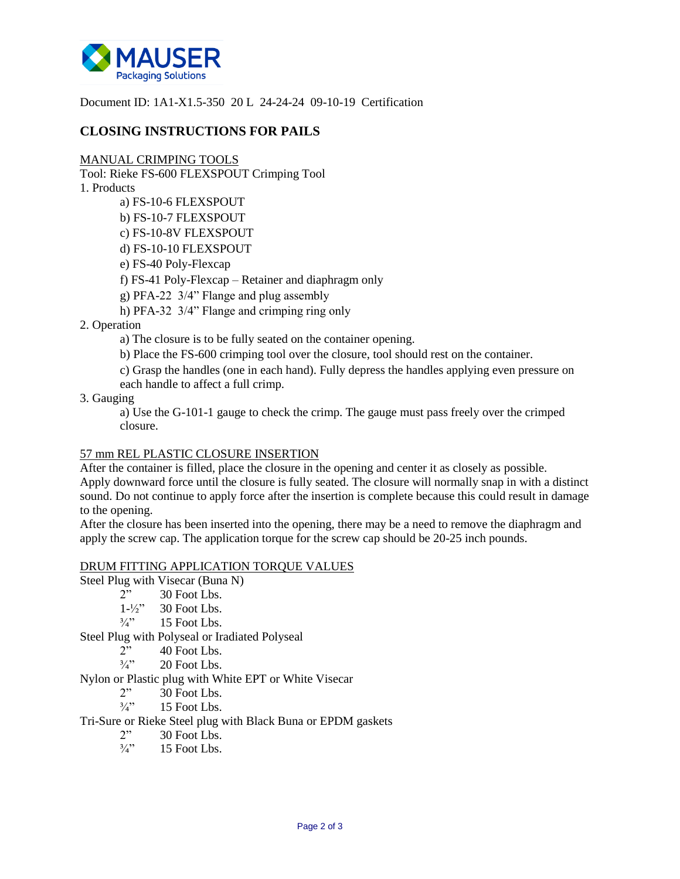Document ID: 1A1-X1.5-350 20 L 24-24-24 09-10-19 Certification

## CLOSING INSTRUCTIONS FOR PAILS

MANUAL CRIMPING TOOLS

Tool: Rieke FS-600 FLEXSPOUT Crimping Tool

1. Products
   - a) FS-10-6 FLEXSPOUT
   - b) FS-10-7 FLEXSPOUT
   - c) FS-10-8V FLEXSPOUT
   - d) FS-10-10 FLEXSPOUT
   - e) FS-40 Poly-Flexcap
   - f) FS-41 Poly-Flexcap – Retainer and diaphragm only
   - g) PFA-22 3/4" Flange and plug assembly
   - h) PFA-32 3/4" Flange and crimping ring only
2. Operation
   - a) The closure is to be fully seated on the container opening.
   - b) Place the FS-600 crimping tool over the closure, tool should rest on the container.
   - c) Grasp the handles (one in each hand). Fully depress the handles applying even pressure on each handle to affect a full crimp.
3. Gauging
   - a) Use the G-101-1 gauge to check the crimp. The gauge must pass freely over the crimped closure.

57 mm REL PLASTIC CLOSURE INSERTION

After the container is filled, place the closure in the opening and center it as closely as possible. Apply downward force until the closure is fully seated. The closure will normally snap in with a distinct sound. Do not continue to apply force after the insertion is complete because this could result in damage to the opening.

After the closure has been inserted into the opening, there may be a need to remove the diaphragm and apply the screw cap. The application torque for the screw cap should be 20-25 inch pounds.

DRUM FITTING APPLICATION TORQUE VALUES

Steel Plug with Visecar (Buna N)

- 2" 30 Foot Lbs.
- 1-½" 30 Foot Lbs.
- ¾" 15 Foot Lbs.

Steel Plug with Polyseal or Iradiated Polyseal

- 2" 40 Foot Lbs.
- ¾" 20 Foot Lbs.

Nylon or Plastic plug with White EPT or White Visecar

- 2" 30 Foot Lbs.
- ¾" 15 Foot Lbs.

Tri-Sure or Rieke Steel plug with Black Buna or EPDM gaskets

- 2" 30 Foot Lbs.
- ¾" 15 Foot Lbs.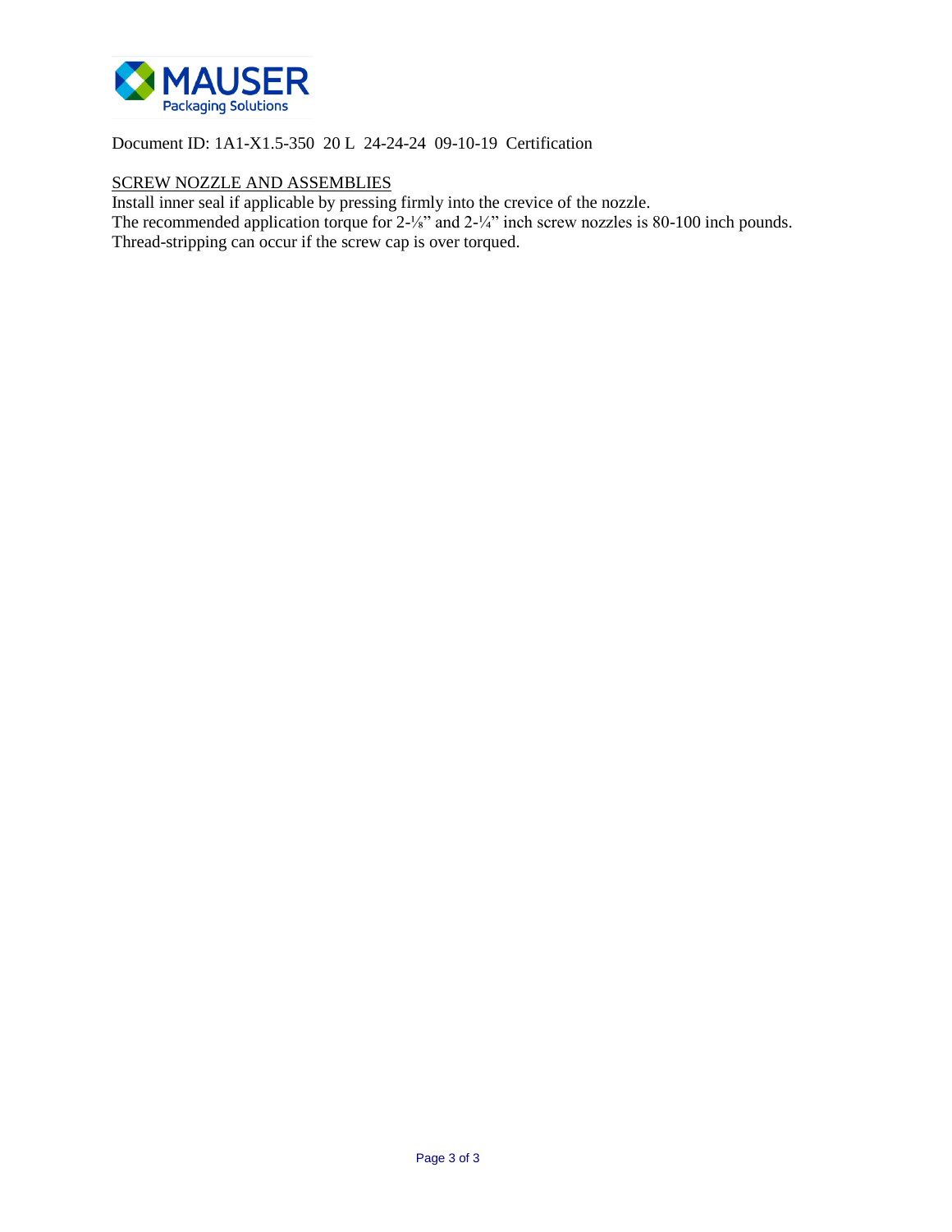Document ID: 1A1-X1.5-350 20 L 24-24-24 09-10-19 Certification

## SCREW NOZZLE AND ASSEMBLIES

Install inner seal if applicable by pressing firmly into the crevice of the nozzle.
The recommended application torque for 2-⅛" and 2-¼" inch screw nozzles is 80-100 inch pounds.
Thread-stripping can occur if the screw cap is over torqued.